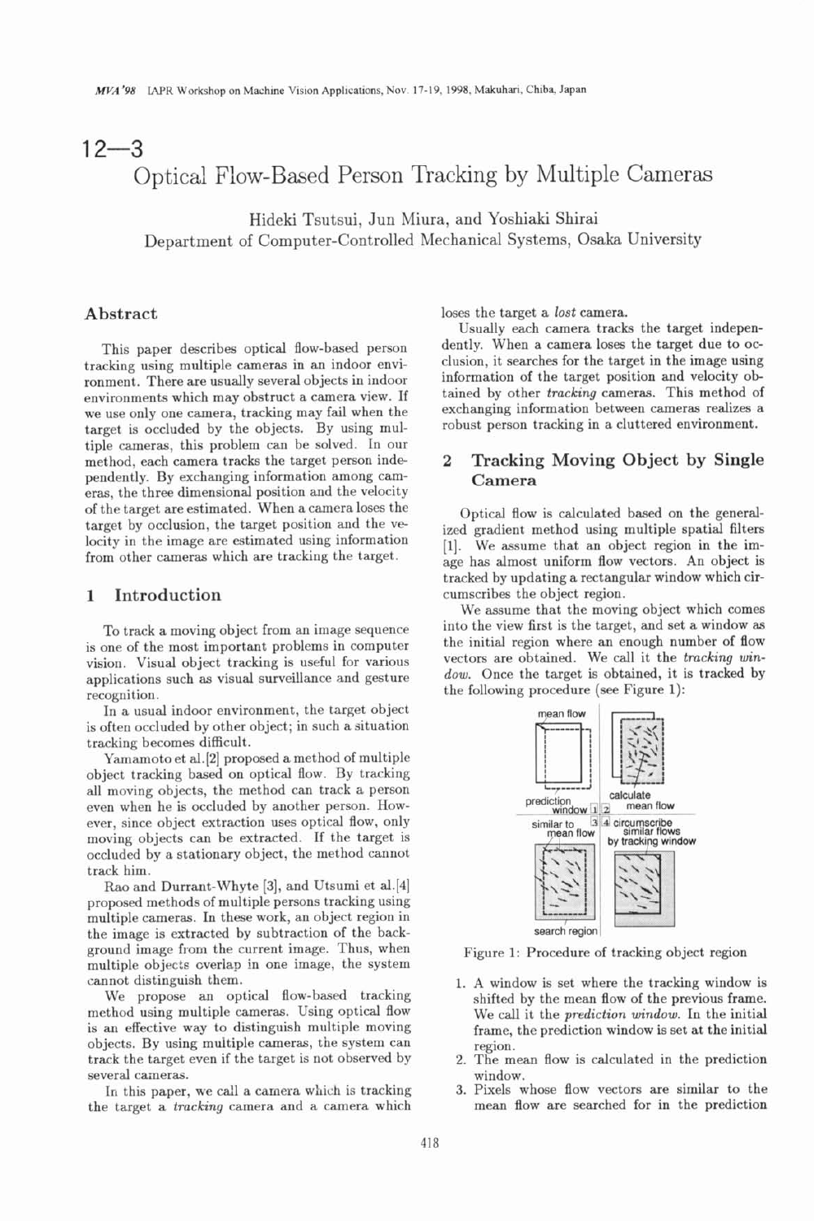# 12—3

# Optical Flow-Based Person Tracking by Multiple Cameras

Hideki Tsutsui, Jun Miura, and Yoshiaki Shirai
Department of Computer-Controlled Mechanical Systems, Osaka University

## Abstract

This paper describes optical flow-based person tracking using multiple cameras in an indoor environment. There are usually several objects in indoor environments which may obstruct a camera view. If we use only one camera, tracking may fail when the target is occluded by the objects. By using multiple cameras, this problem can be solved. In our method, each camera tracks the target person independently. By exchanging information among cameras, the three dimensional position and the velocity of the target are estimated. When a camera loses the target by occlusion, the target position and the velocity in the image are estimated using information from other cameras which are tracking the target.

## 1 Introduction

To track a moving object from an image sequence is one of the most important problems in computer vision. Visual object tracking is useful for various applications such as visual surveillance and gesture recognition.

In a usual indoor environment, the target object is often occluded by other object; in such a situation tracking becomes difficult.

Yamamoto et al.[2] proposed a method of multiple object tracking based on optical flow. By tracking all moving objects, the method can track a person even when he is occluded by another person. However, since object extraction uses optical flow, only moving objects can be extracted. If the target is occluded by a stationary object, the method cannot track him.

Rao and Durrant-Whyte [3], and Utsumi et al.[4] proposed methods of multiple persons tracking using multiple cameras. In these work, an object region in the image is extracted by subtraction of the background image from the current image. Thus, when multiple objects overlap in one image, the system cannot distinguish them.

We propose an optical flow-based tracking method using multiple cameras. Using optical flow is an effective way to distinguish multiple moving objects. By using multiple cameras, the system can track the target even if the target is not observed by several cameras.

In this paper, we call a camera which is tracking the target a *tracking* camera and a camera which loses the target a *lost* camera.

Usually each camera tracks the target independently. When a camera loses the target due to occlusion, it searches for the target in the image using information of the target position and velocity obtained by other *tracking* cameras. This method of exchanging information between cameras realizes a robust person tracking in a cluttered environment.

## 2 Tracking Moving Object by Single Camera

Optical flow is calculated based on the generalized gradient method using multiple spatial filters [1]. We assume that an object region in the image has almost uniform flow vectors. An object is tracked by updating a rectangular window which circumscribes the object region.

We assume that the moving object which comes into the view first is the target, and set a window as the initial region where an enough number of flow vectors are obtained. We call it the *tracking window*. Once the target is obtained, it is tracked by the following procedure (see Figure 1):

Figure 1: Procedure of tracking object region

1. A window is set where the tracking window is shifted by the mean flow of the previous frame. We call it the *prediction window*. In the initial frame, the prediction window is set at the initial region.
2. The mean flow is calculated in the prediction window.
3. Pixels whose flow vectors are similar to the mean flow are searched for in the prediction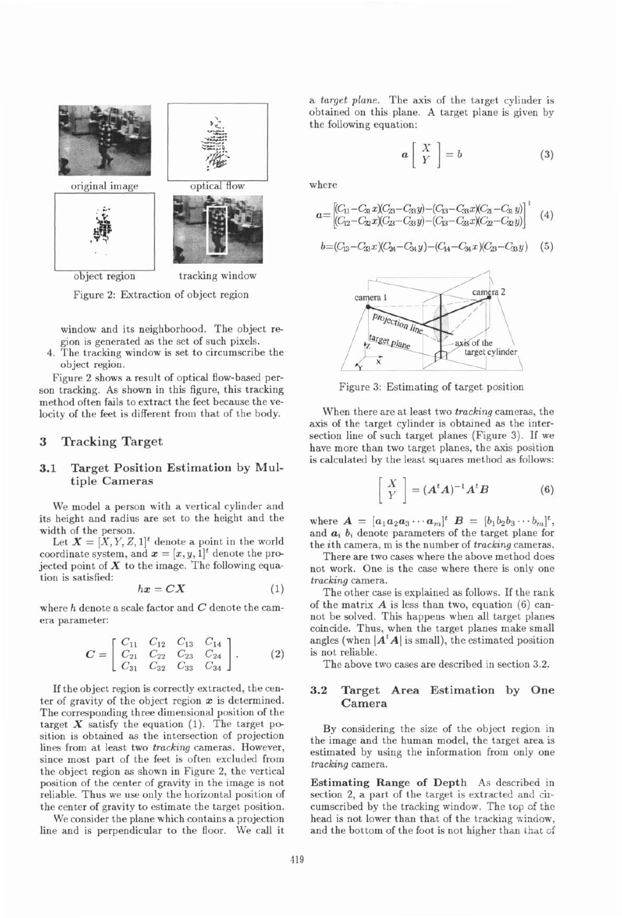original image

optical flow

object region

tracking window

Figure 2: Extraction of object region

window and its neighborhood. The object region is generated as the set of such pixels.

4. The tracking window is set to circumscribe the object region.

Figure 2 shows a result of optical flow-based person tracking. As shown in this figure, this tracking method often fails to extract the feet because the velocity of the feet is different from that of the body.

## 3 Tracking Target

### 3.1 Target Position Estimation by Multiple Cameras

We model a person with a vertical cylinder and its height and radius are set to the height and the width of the person.

Let $\boldsymbol{X} = [X, Y, Z, 1]^t$ denote a point in the world coordinate system, and $\boldsymbol{x} = [x, y, 1]^t$ denote the projected point of $\boldsymbol{X}$ to the image. The following equation is satisfied:

$$h\boldsymbol{x} = \boldsymbol{C}\boldsymbol{X} \tag{1}$$

where $h$ denote a scale factor and $\boldsymbol{C}$ denote the camera parameter:

$$\boldsymbol{C} = \begin{bmatrix} C_{11} & C_{12} & C_{13} & C_{14} \\ C_{21} & C_{22} & C_{23} & C_{24} \\ C_{31} & C_{32} & C_{33} & C_{34} \end{bmatrix}. \tag{2}$$

If the object region is correctly extracted, the center of gravity of the object region $\boldsymbol{x}$ is determined. The corresponding three dimensional position of the target $\boldsymbol{X}$ satisfy the equation (1). The target position is obtained as the intersection of projection lines from at least two *tracking* cameras. However, since most part of the feet is often excluded from the object region as shown in Figure 2, the vertical position of the center of gravity in the image is not reliable. Thus we use only the horizontal position of the center of gravity to estimate the target position.

We consider the plane which contains a projection line and is perpendicular to the floor. We call it a *target plane*. The axis of the target cylinder is obtained on this plane. A target plane is given by the following equation:

$$\boldsymbol{a}\begin{bmatrix} X \\ Y \end{bmatrix} = b \tag{3}$$

where

$$\boldsymbol{a} = \begin{bmatrix} (C_{11}-C_{31}x)(C_{23}-C_{33}y)-(C_{13}-C_{33}x)(C_{21}-C_{31}y) \\ (C_{12}-C_{32}x)(C_{23}-C_{33}y)-(C_{13}-C_{33}x)(C_{22}-C_{32}y) \end{bmatrix}^t \tag{4}$$

$$b = (C_{13}-C_{33}x)(C_{24}-C_{34}y)-(C_{14}-C_{34}x)(C_{23}-C_{33}y) \tag{5}$$

camera 1, camera 2, projection line, target plane, axis of the target cylinder

Figure 3: Estimating of target position

When there are at least two *tracking* cameras, the axis of the target cylinder is obtained as the intersection line of such target planes (Figure 3). If we have more than two target planes, the axis position is calculated by the least squares method as follows:

$$\begin{bmatrix} X \\ Y \end{bmatrix} = (\boldsymbol{A}^t\boldsymbol{A})^{-1}\boldsymbol{A}^t\boldsymbol{B} \tag{6}$$

where $\boldsymbol{A} = [\boldsymbol{a}_1 \boldsymbol{a}_2 \boldsymbol{a}_3 \cdots \boldsymbol{a}_m]^t$ $\boldsymbol{B} = [b_1 b_2 b_3 \cdots b_m]^t$, and $\boldsymbol{a}_i$ $b_i$ denote parameters of the target plane for the $i$th camera, m is the number of *tracking* cameras.

There are two cases where the above method does not work. One is the case where there is only one *tracking* camera.

The other case is explained as follows. If the rank of the matrix $\boldsymbol{A}$ is less than two, equation (6) cannot be solved. This happens when all target planes coincide. Thus, when the target planes make small angles (when $|\boldsymbol{A}^t\boldsymbol{A}|$ is small), the estimated position is not reliable.

The above two cases are described in section 3.2.

### 3.2 Target Area Estimation by One Camera

By considering the size of the object region in the image and the human model, the target area is estimated by using the information from only one *tracking* camera.

**Estimating Range of Depth** As described in section 2, a part of the target is extracted and circumscribed by the tracking window. The top of the head is not lower than that of the tracking window, and the bottom of the foot is not higher than that of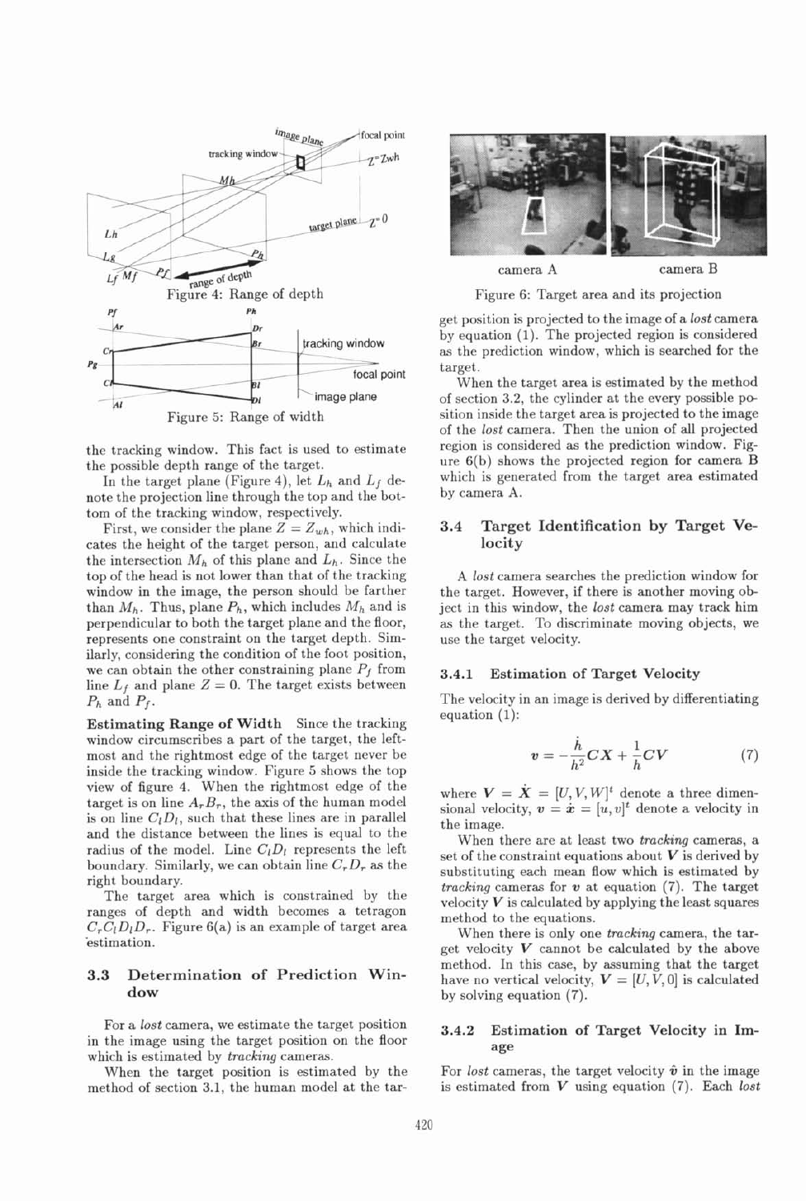Figure 4: Range of depth

Figure 5: Range of width

the tracking window. This fact is used to estimate the possible depth range of the target.

In the target plane (Figure 4), let $L_h$ and $L_f$ denote the projection line through the top and the bottom of the tracking window, respectively.

First, we consider the plane $Z = Z_{wh}$, which indicates the height of the target person, and calculate the intersection $M_h$ of this plane and $L_h$. Since the top of the head is not lower than that of the tracking window in the image, the person should be farther than $M_h$. Thus, plane $P_h$, which includes $M_h$ and is perpendicular to both the target plane and the floor, represents one constraint on the target depth. Similarly, considering the condition of the foot position, we can obtain the other constraining plane $P_f$ from line $L_f$ and plane $Z = 0$. The target exists between $P_h$ and $P_f$.

**Estimating Range of Width** Since the tracking window circumscribes a part of the target, the leftmost and the rightmost edge of the target never be inside the tracking window. Figure 5 shows the top view of figure 4. When the rightmost edge of the target is on line $A_r B_r$, the axis of the human model is on line $C_l D_l$, such that these lines are in parallel and the distance between the lines is equal to the radius of the model. Line $C_l D_l$ represents the left boundary. Similarly, we can obtain line $C_r D_r$ as the right boundary.

The target area which is constrained by the ranges of depth and width becomes a tetragon $C_r C_l D_l D_r$. Figure 6(a) is an example of target area estimation.

### 3.3 Determination of Prediction Window

For a *lost* camera, we estimate the target position in the image using the target position on the floor which is estimated by *tracking* cameras.

When the target position is estimated by the method of section 3.1, the human model at the target position is projected to the image of a *lost* camera by equation (1). The projected region is considered as the prediction window, which is searched for the target.

When the target area is estimated by the method of section 3.2, the cylinder at the every possible position inside the target area is projected to the image of the *lost* camera. Then the union of all projected region is considered as the prediction window. Figure 6(b) shows the projected region for camera B which is generated from the target area estimated by camera A.

camera A camera B

Figure 6: Target area and its projection

### 3.4 Target Identification by Target Velocity

A *lost* camera searches the prediction window for the target. However, if there is another moving object in this window, the *lost* camera may track him as the target. To discriminate moving objects, we use the target velocity.

#### 3.4.1 Estimation of Target Velocity

The velocity in an image is derived by differentiating equation (1):

$$\boldsymbol{v} = -\frac{\dot{h}}{h^2} C \boldsymbol{X} + \frac{1}{h} C \boldsymbol{V} \tag{7}$$

where $\boldsymbol{V} = \dot{\boldsymbol{X}} = [U, V, W]^t$ denote a three dimensional velocity, $\boldsymbol{v} = \dot{\boldsymbol{x}} = [u, v]^t$ denote a velocity in the image.

When there are at least two *tracking* cameras, a set of the constraint equations about $\boldsymbol{V}$ is derived by substituting each mean flow which is estimated by *tracking* cameras for $\boldsymbol{v}$ at equation (7). The target velocity $\boldsymbol{V}$ is calculated by applying the least squares method to the equations.

When there is only one *tracking* camera, the target velocity $\boldsymbol{V}$ cannot be calculated by the above method. In this case, by assuming that the target have no vertical velocity, $\boldsymbol{V} = [U, V, 0]$ is calculated by solving equation (7).

#### 3.4.2 Estimation of Target Velocity in Image

For *lost* cameras, the target velocity $\hat{\boldsymbol{v}}$ in the image is estimated from $\boldsymbol{V}$ using equation (7). Each *lost*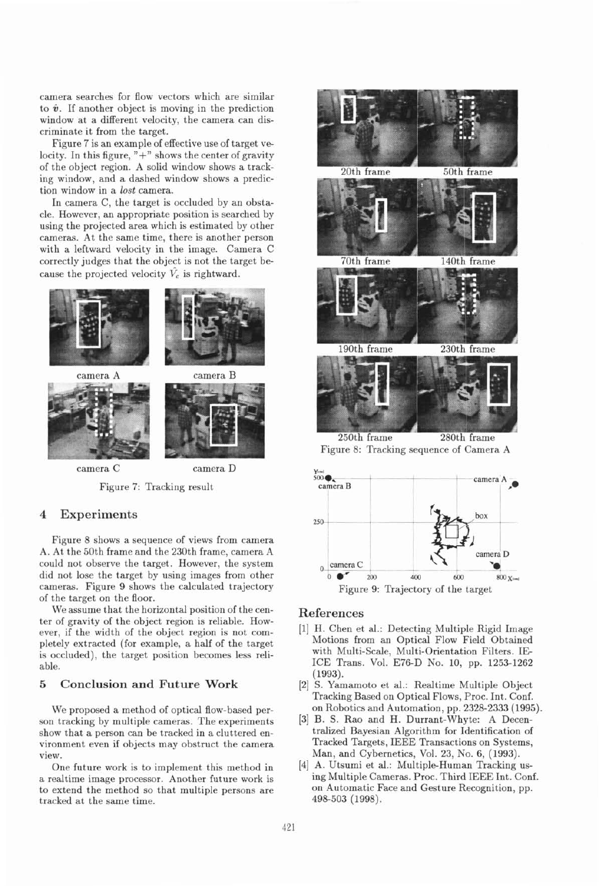camera searches for flow vectors which are similar to $\hat{\boldsymbol{v}}$. If another object is moving in the prediction window at a different velocity, the camera can discriminate it from the target.

Figure 7 is an example of effective use of target velocity. In this figure, "+" shows the center of gravity of the object region. A solid window shows a tracking window, and a dashed window shows a prediction window in a *lost* camera.

In camera C, the target is occluded by an obstacle. However, an appropriate position is searched by using the projected area which is estimated by other cameras. At the same time, there is another person with a leftward velocity in the image. Camera C correctly judges that the object is not the target because the projected velocity $\hat{V_c}$ is rightward.

camera A

camera B

camera C

camera D

Figure 7: Tracking result

## 4 Experiments

Figure 8 shows a sequence of views from camera A. At the 50th frame and the 230th frame, camera A could not observe the target. However, the system did not lose the target by using images from other cameras. Figure 9 shows the calculated trajectory of the target on the floor.

We assume that the horizontal position of the center of gravity of the object region is reliable. However, if the width of the object region is not completely extracted (for example, a half of the target is occluded), the target position becomes less reliable.

## 5 Conclusion and Future Work

We proposed a method of optical flow-based person tracking by multiple cameras. The experiments show that a person can be tracked in a cluttered environment even if objects may obstruct the camera view.

One future work is to implement this method in a realtime image processor. Another future work is to extend the method so that multiple persons are tracked at the same time.

20th frame

50th frame

70th frame

140th frame

190th frame

230th frame

250th frame

280th frame

Figure 8: Tracking sequence of Camera A

Y[cm]

500

camera B

camera A

250

box

camera D

0

camera C

0

200

400

600

800 X[cm]

Figure 9: Trajectory of the target

## References

[1] H. Chen et al.: Detecting Multiple Rigid Image Motions from an Optical Flow Field Obtained with Multi-Scale, Multi-Orientation Filters. IEICE Trans. Vol. E76-D No. 10, pp. 1253-1262 (1993).

[2] S. Yamamoto et al.: Realtime Multiple Object Tracking Based on Optical Flows, Proc. Int. Conf. on Robotics and Automation, pp. 2328-2333 (1995).

[3] B. S. Rao and H. Durrant-Whyte: A Decentralized Bayesian Algorithm for Identification of Tracked Targets, IEEE Transactions on Systems, Man, and Cybernetics, Vol. 23, No. 6, (1993).

[4] A. Utsumi et al.: Multiple-Human Tracking using Multiple Cameras. Proc. Third IEEE Int. Conf. on Automatic Face and Gesture Recognition, pp. 498-503 (1998).